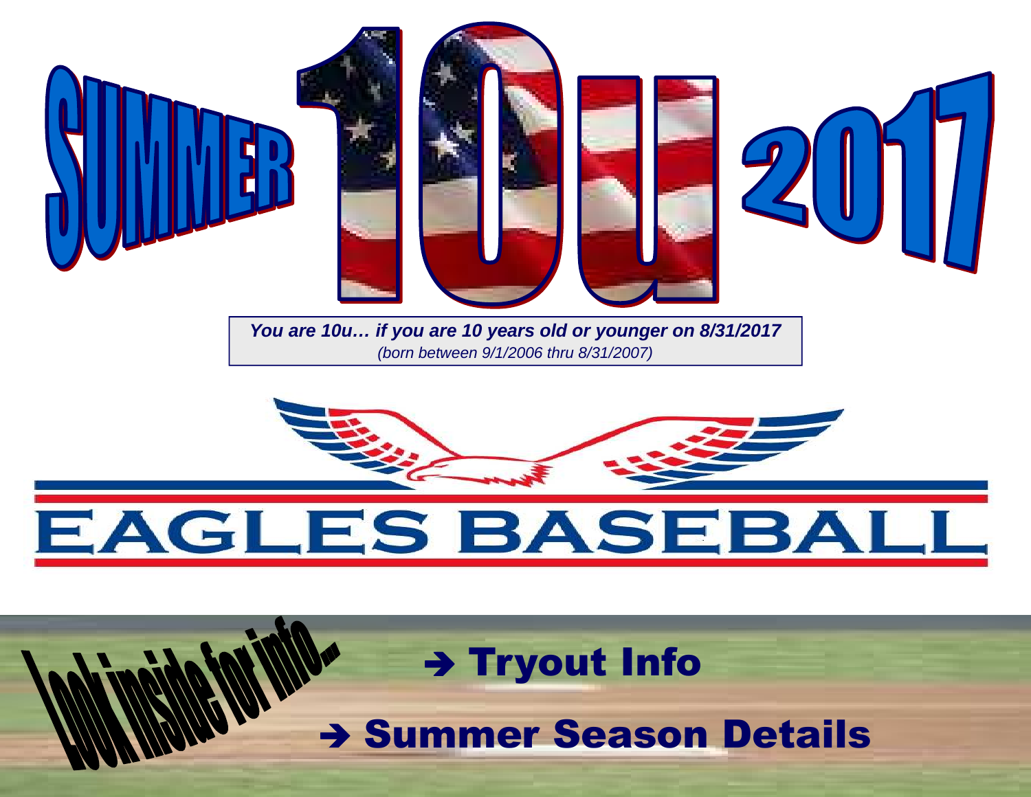# SUMMER 10u 2017

***You are 10u… if you are 10 years old or younger on 8/31/2017***
*(born between 9/1/2006 thru 8/31/2007)*

# EAGLES BASEBALL

Look inside for info…

**➔ Tryout Info**

**➔ Summer Season Details**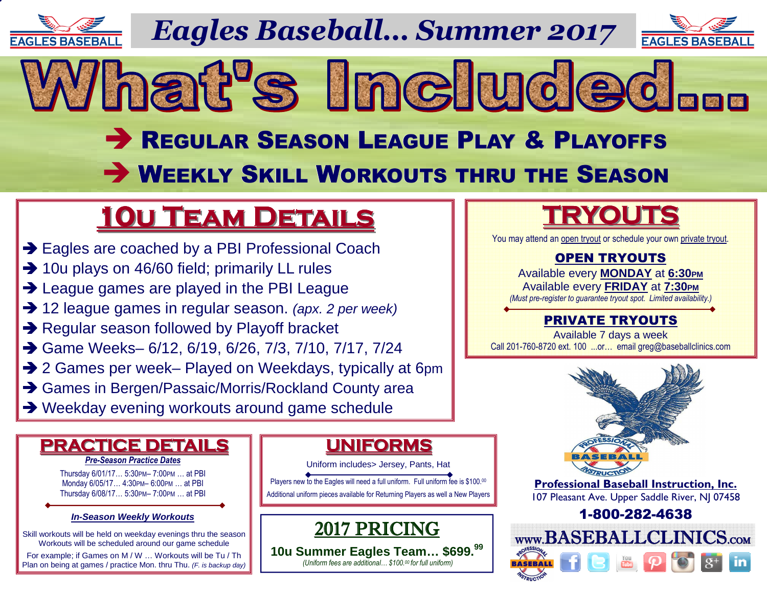EAGLES BASEBALL

# Eagles Baseball… Summer 2017

EAGLES BASEBALL

# What's Included…

➔ **REGULAR SEASON LEAGUE PLAY & PLAYOFFS**

➔ **WEEKLY SKILL WORKOUTS THRU THE SEASON**

## 10U TEAM DETAILS

- ➔ Eagles are coached by a PBI Professional Coach
- ➔ 10u plays on 46/60 field; primarily LL rules
- ➔ League games are played in the PBI League
- ➔ 12 league games in regular season. *(apx. 2 per week)*
- ➔ Regular season followed by Playoff bracket
- ➔ Game Weeks– 6/12, 6/19, 6/26, 7/3, 7/10, 7/17, 7/24
- ➔ 2 Games per week– Played on Weekdays, typically at 6pm
- ➔ Games in Bergen/Passaic/Morris/Rockland County area
- ➔ Weekday evening workouts around game schedule

## TRYOUTS

You may attend an open tryout or schedule your own private tryout.

### OPEN TRYOUTS

Available every **MONDAY** at **6:30PM**
Available every **FRIDAY** at **7:30PM**
*(Must pre-register to guarantee tryout spot. Limited availability.)*

### PRIVATE TRYOUTS

Available 7 days a week
Call 201-760-8720 ext. 100 ...or... email greg@baseballclinics.com

## PRACTICE DETAILS

***Pre-Season Practice Dates***

Thursday 6/01/17… 5:30PM– 7:00PM … at PBI
Monday 6/05/17… 4:30PM– 6:00PM … at PBI
Thursday 6/08/17… 5:30PM– 7:00PM … at PBI

***In-Season Weekly Workouts***

Skill workouts will be held on weekday evenings thru the season
Workouts will be scheduled around our game schedule
For example; if Games on M / W … Workouts will be Tu / Th
Plan on being at games / practice Mon. thru Thu. *(F. is backup day)*

## UNIFORMS

Uniform includes> Jersey, Pants, Hat

Players new to the Eagles will need a full uniform. Full uniform fee is $100.00

Additional uniform pieces available for Returning Players as well a New Players

## 2017 PRICING

**10u Summer Eagles Team… $699.99**

*(Uniform fees are additional… $100.00 for full uniform)*

PROFESSIONAL BASEBALL INSTRUCTION

**Professional Baseball Instruction, Inc.**
107 Pleasant Ave. Upper Saddle River, NJ 07458

**1-800-282-4638**

**WWW.BASEBALLCLINICS.COM**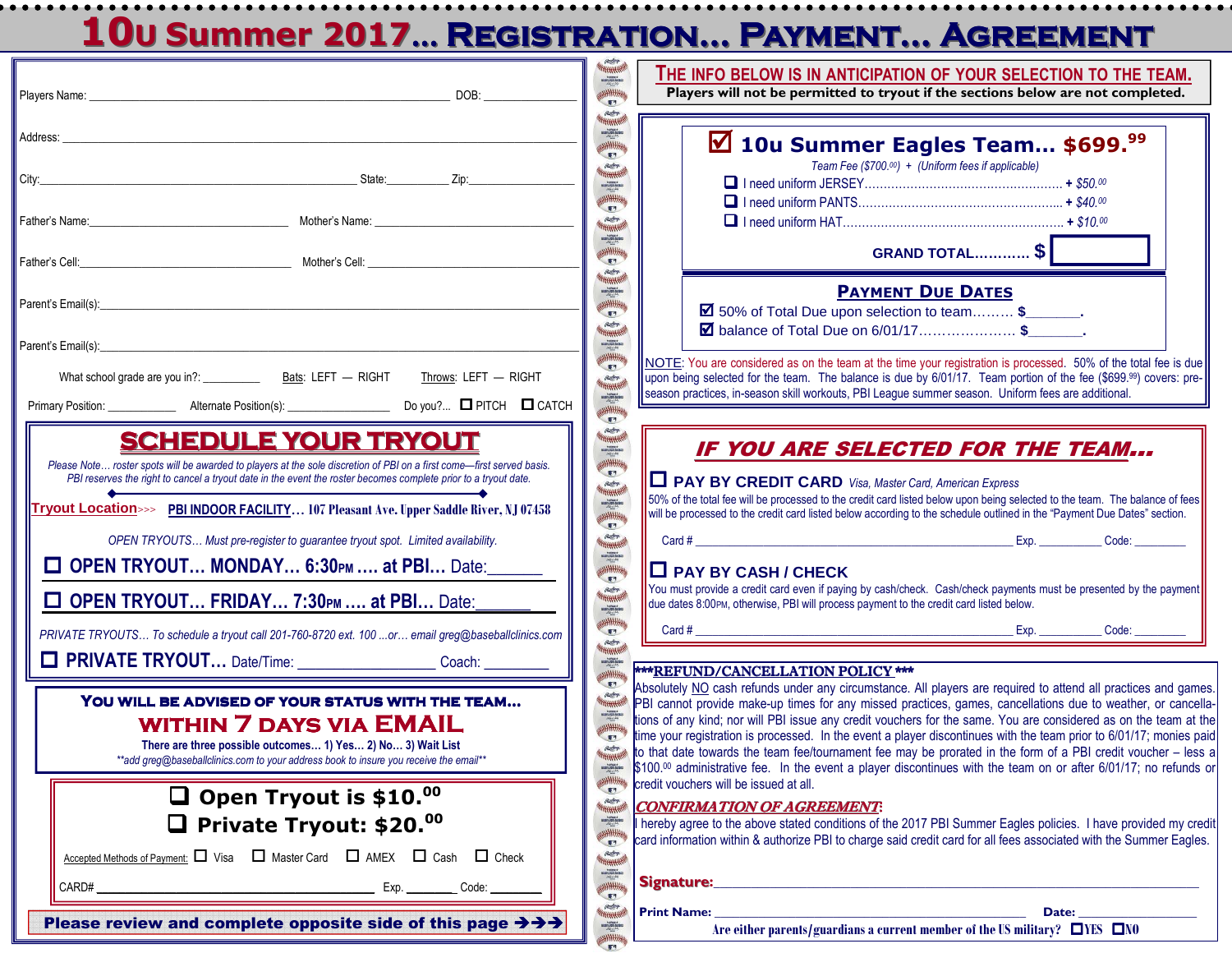# 10u Summer 2017... Registration... Payment... Agreement

Players Name: ______________________ DOB: __________

Address: ______________________

City: ______________ State: ________ Zip: ________

Father's Name: ______________ Mother's Name: ______________

Father's Cell: ______________ Mother's Cell: ______________

Parent's Email(s): ______________________

Parent's Email(s): ______________________

What school grade are you in?: ________ Bats: LEFT — RIGHT Throws: LEFT — RIGHT

Primary Position: __________ Alternate Position(s): ______________ Do you?... ☐ PITCH ☐ CATCH

## SCHEDULE YOUR TRYOUT

*Please Note... roster spots will be awarded to players at the sole discretion of PBI on a first come—first served basis. PBI reserves the right to cancel a tryout date in the event the roster becomes complete prior to a tryout date.*

**Tryout Location**>>> PBI INDOOR FACILITY... 107 Pleasant Ave. Upper Saddle River, NJ 07458

*OPEN TRYOUTS... Must pre-register to guarantee tryout spot. Limited availability.*

☐ **OPEN TRYOUT... MONDAY... 6:30PM .... at PBI...** Date:______

☐ **OPEN TRYOUT... FRIDAY... 7:30PM .... at PBI...** Date:______

*PRIVATE TRYOUTS... To schedule a tryout call 201-760-8720 ext. 100 ...or... email greg@baseballclinics.com*

☐ **PRIVATE TRYOUT...** Date/Time: ______________ Coach: ________

**You will be advised of your status with the team...**

**WITHIN 7 DAYS VIA EMAIL**

There are three possible outcomes... 1) Yes... 2) No... 3) Wait List

*\*\*add greg@baseballclinics.com to your address book to insure you receive the email\*\**

☐ **Open Tryout is $10.00**

☐ **Private Tryout: $20.00**

Accepted Methods of Payment: ☐ Visa ☐ Master Card ☐ AMEX ☐ Cash ☐ Check

CARD# ______________________ Exp. ________ Code: ________

**Please review and complete opposite side of this page →→→**

---

**THE INFO BELOW IS IN ANTICIPATION OF YOUR SELECTION TO THE TEAM.**

**Players will not be permitted to tryout if the sections below are not completed.**

## ☑ 10u Summer Eagles Team... $699.99

*Team Fee ($700.00) + (Uniform fees if applicable)*

- ☐ I need uniform JERSEY........................ + *$50.00*
- ☐ I need uniform PANTS........................ + *$40.00*
- ☐ I need uniform HAT........................ + *$10.00*

**GRAND TOTAL........... $** ________

### Payment Due Dates

- ☑ 50% of Total Due upon selection to team......... $_______.
- ☑ balance of Total Due on 6/01/17..................... $_______.

NOTE: You are considered as on the team at the time your registration is processed. 50% of the total fee is due upon being selected for the team. The balance is due by 6/01/17. Team portion of the fee ($699.99) covers: pre-season practices, in-season skill workouts, PBI League summer season. Uniform fees are additional.

## IF YOU ARE SELECTED FOR THE TEAM...

☐ **PAY BY CREDIT CARD** *Visa, Master Card, American Express*

50% of the total fee will be processed to the credit card listed below upon being selected to the team. The balance of fees will be processed to the credit card listed below according to the schedule outlined in the "Payment Due Dates" section.

Card # ______________________ Exp. ________ Code: ________

☐ **PAY BY CASH / CHECK**

You must provide a credit card even if paying by cash/check. Cash/check payments must be presented by the payment due dates 8:00PM, otherwise, PBI will process payment to the credit card listed below.

Card # ______________________ Exp. ________ Code: ________

**\*\*\*REFUND/CANCELLATION POLICY\*\*\***

Absolutely NO cash refunds under any circumstance. All players are required to attend all practices and games. PBI cannot provide make-up times for any missed practices, games, cancellations due to weather, or cancellations of any kind; nor will PBI issue any credit vouchers for the same. You are considered as on the team at the time your registration is processed. In the event a player discontinues with the team prior to 6/01/17; monies paid to that date towards the team fee/tournament fee may be prorated in the form of a PBI credit voucher – less a $100.00 administrative fee. In the event a player discontinues with the team on or after 6/01/17; no refunds or credit vouchers will be issued at all.

***CONFIRMATION OF AGREEMENT:***

I hereby agree to the above stated conditions of the 2017 PBI Summer Eagles policies. I have provided my credit card information within & authorize PBI to charge said credit card for all fees associated with the Summer Eagles.

**Signature:** ______________________

**Print Name:** ______________________ **Date:** __________

Are either parents/guardians a current member of the US military? ☐YES ☐NO